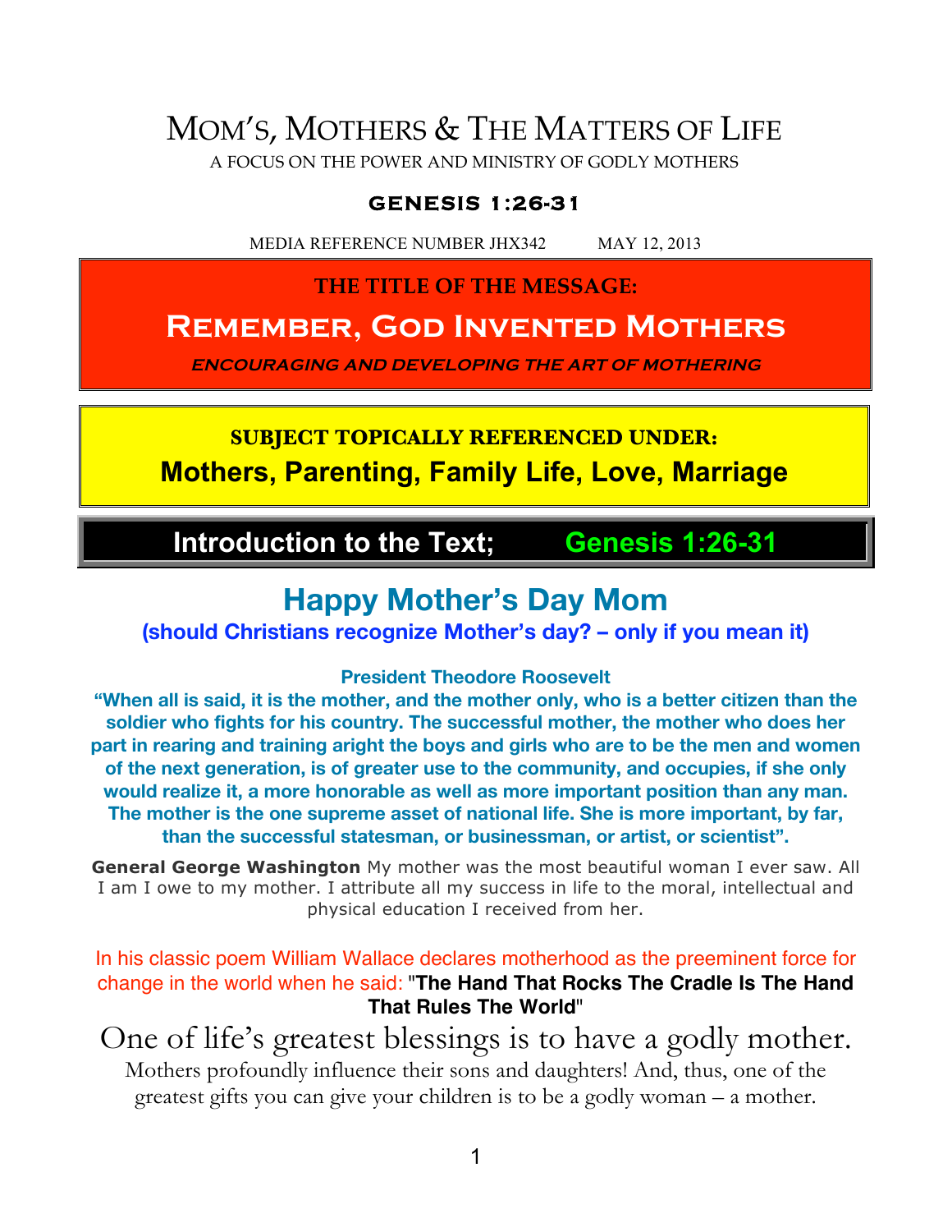# MOM'S, MOTHERS & THE MATTERS OF LIFE

A FOCUS ON THE POWER AND MINISTRY OF GODLY MOTHERS

**GENESIS 1:26-31**

MEDIA REFERENCE NUMBER JHX342 MAY 12, 2013

**THE TITLE OF THE MESSAGE:**

## Remember, God Invented Mothers

***ENCOURAGING AND DEVELOPING THE ART OF MOTHERING***

**SUBJECT TOPICALLY REFERENCED UNDER:**

**Mothers, Parenting, Family Life, Love, Marriage**

## Introduction to the Text; Genesis 1:26-31

## Happy Mother's Day Mom

**(should Christians recognize Mother's day? – only if you mean it)**

**President Theodore Roosevelt**

**"When all is said, it is the mother, and the mother only, who is a better citizen than the soldier who fights for his country. The successful mother, the mother who does her part in rearing and training aright the boys and girls who are to be the men and women of the next generation, is of greater use to the community, and occupies, if she only would realize it, a more honorable as well as more important position than any man. The mother is the one supreme asset of national life. She is more important, by far, than the successful statesman, or businessman, or artist, or scientist".**

**General George Washington** My mother was the most beautiful woman I ever saw. All I am I owe to my mother. I attribute all my success in life to the moral, intellectual and physical education I received from her.

In his classic poem William Wallace declares motherhood as the preeminent force for change in the world when he said: "**The Hand That Rocks The Cradle Is The Hand That Rules The World**"

One of life's greatest blessings is to have a godly mother.

Mothers profoundly influence their sons and daughters! And, thus, one of the greatest gifts you can give your children is to be a godly woman – a mother.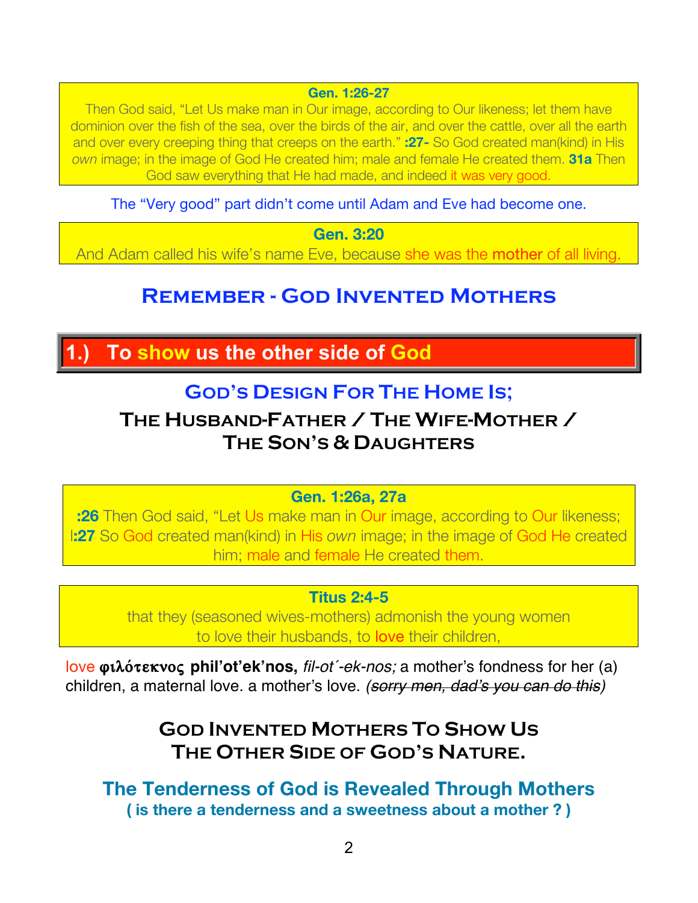**Gen. 1:26-27**

Then God said, "Let Us make man in Our image, according to Our likeness; let them have dominion over the fish of the sea, over the birds of the air, and over the cattle, over all the earth and over every creeping thing that creeps on the earth." **:27-** So God created man(kind) in His *own* image; in the image of God He created him; male and female He created them. **31a** Then God saw everything that He had made, and indeed it was very good.

The "Very good" part didn't come until Adam and Eve had become one.

**Gen. 3:20**

And Adam called his wife's name Eve, because she was the mother of all living.

## Remember - God Invented Mothers

## 1.) To show us the other side of God

### God's Design For The Home Is;

### The Husband-Father / The Wife-Mother / The Son's & Daughters

**Gen. 1:26a, 27a**

**:26** Then God said, "Let Us make man in Our image, according to Our likeness; l**:27** So God created man(kind) in His *own* image; in the image of God He created him; male and female He created them.

**Titus 2:4-5**

that they (seasoned wives-mothers) admonish the young women to love their husbands, to love their children,

love **φιλότεκνος phil'ot'ek'nos,** *fil-ot´-ek-nos;* a mother's fondness for her (a) children, a maternal love. a mother's love. *(~~sorry men, dad's you can do this~~)*

### God Invented Mothers To Show Us The Other Side of God's Nature.

### The Tenderness of God is Revealed Through Mothers

**( is there a tenderness and a sweetness about a mother ? )**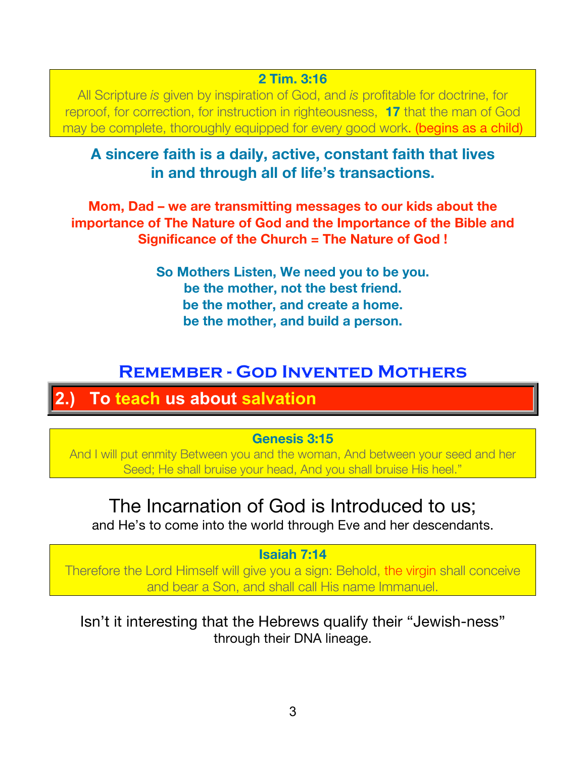**2 Tim. 3:16**

All Scripture *is* given by inspiration of God, and *is* profitable for doctrine, for reproof, for correction, for instruction in righteousness, **17** that the man of God may be complete, thoroughly equipped for every good work. (begins as a child)

**A sincere faith is a daily, active, constant faith that lives in and through all of life's transactions.**

**Mom, Dad – we are transmitting messages to our kids about the importance of The Nature of God and the Importance of the Bible and Significance of the Church = The Nature of God !**

**So Mothers Listen, We need you to be you.**
**be the mother, not the best friend.**
**be the mother, and create a home.**
**be the mother, and build a person.**

## Remember - God Invented Mothers

## 2.) To teach us about salvation

**Genesis 3:15**

And I will put enmity Between you and the woman, And between your seed and her Seed; He shall bruise your head, And you shall bruise His heel."

The Incarnation of God is Introduced to us;

and He's to come into the world through Eve and her descendants.

**Isaiah 7:14**

Therefore the Lord Himself will give you a sign: Behold, the virgin shall conceive and bear a Son, and shall call His name Immanuel.

Isn't it interesting that the Hebrews qualify their "Jewish-ness" through their DNA lineage.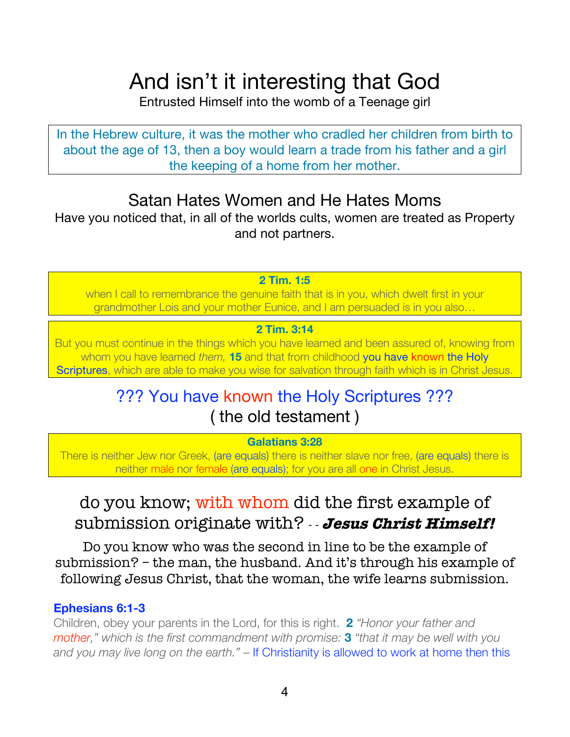# And isn't it interesting that God

Entrusted Himself into the womb of a Teenage girl

In the Hebrew culture, it was the mother who cradled her children from birth to about the age of 13, then a boy would learn a trade from his father and a girl the keeping of a home from her mother.

## Satan Hates Women and He Hates Moms

Have you noticed that, in all of the worlds cults, women are treated as Property and not partners.

**2 Tim. 1:5**

when I call to remembrance the genuine faith that is in you, which dwelt first in your grandmother Lois and your mother Eunice, and I am persuaded is in you also…

**2 Tim. 3:14**

But you must continue in the things which you have learned and been assured of, knowing from whom you have learned *them,* **15** and that from childhood you have known the Holy Scriptures, which are able to make you wise for salvation through faith which is in Christ Jesus.

## ??? You have known the Holy Scriptures ???

( the old testament )

**Galatians 3:28**

There is neither Jew nor Greek, (are equals) there is neither slave nor free, (are equals) there is neither male nor female (are equals); for you are all one in Christ Jesus.

## do you know; with whom did the first example of submission originate with? - - ***Jesus Christ Himself!***

Do you know who was the second in line to be the example of submission? – the man, the husband. And it's through his example of following Jesus Christ, that the woman, the wife learns submission.

**Ephesians 6:1-3**

Children, obey your parents in the Lord, for this is right. **2** *"Honor your father and mother," which is the first commandment with promise:* **3** *"that it may be well with you and you may live long on the earth."* – If Christianity is allowed to work at home then this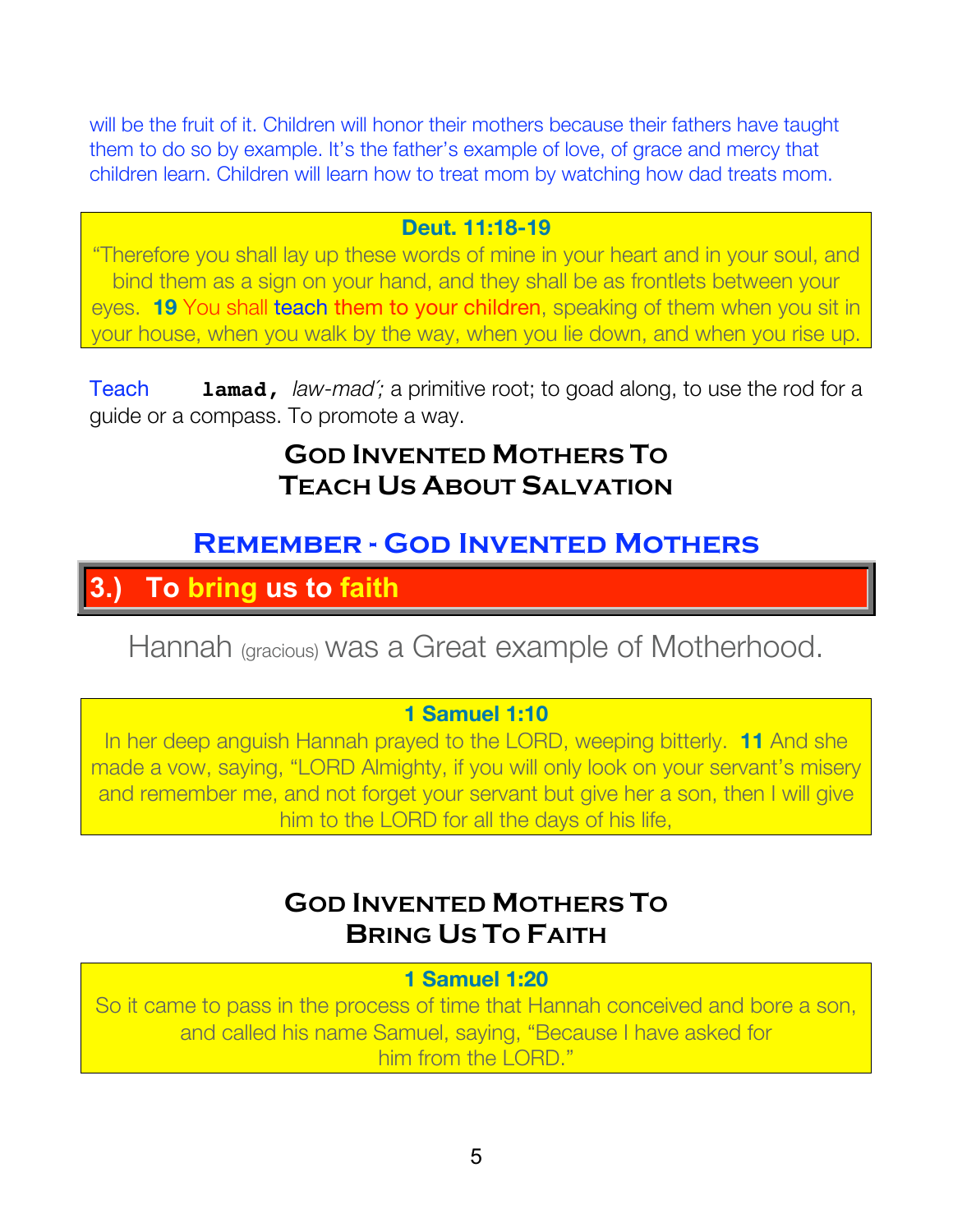will be the fruit of it. Children will honor their mothers because their fathers have taught them to do so by example. It's the father's example of love, of grace and mercy that children learn. Children will learn how to treat mom by watching how dad treats mom.

> **Deut. 11:18-19**
>
> "Therefore you shall lay up these words of mine in your heart and in your soul, and bind them as a sign on your hand, and they shall be as frontlets between your eyes. **19** You shall teach them to your children, speaking of them when you sit in your house, when you walk by the way, when you lie down, and when you rise up.

Teach **lamad,** *law-mad´;* a primitive root; to goad along, to use the rod for a guide or a compass. To promote a way.

## God Invented Mothers To Teach Us About Salvation

## Remember - God Invented Mothers

## 3.) To bring us to faith

Hannah (gracious) was a Great example of Motherhood.

> **1 Samuel 1:10**
>
> In her deep anguish Hannah prayed to the LORD, weeping bitterly. **11** And she made a vow, saying, "LORD Almighty, if you will only look on your servant's misery and remember me, and not forget your servant but give her a son, then I will give him to the LORD for all the days of his life,

## God Invented Mothers To Bring Us To Faith

> **1 Samuel 1:20**
>
> So it came to pass in the process of time that Hannah conceived and bore a son, and called his name Samuel, saying, "Because I have asked for him from the LORD."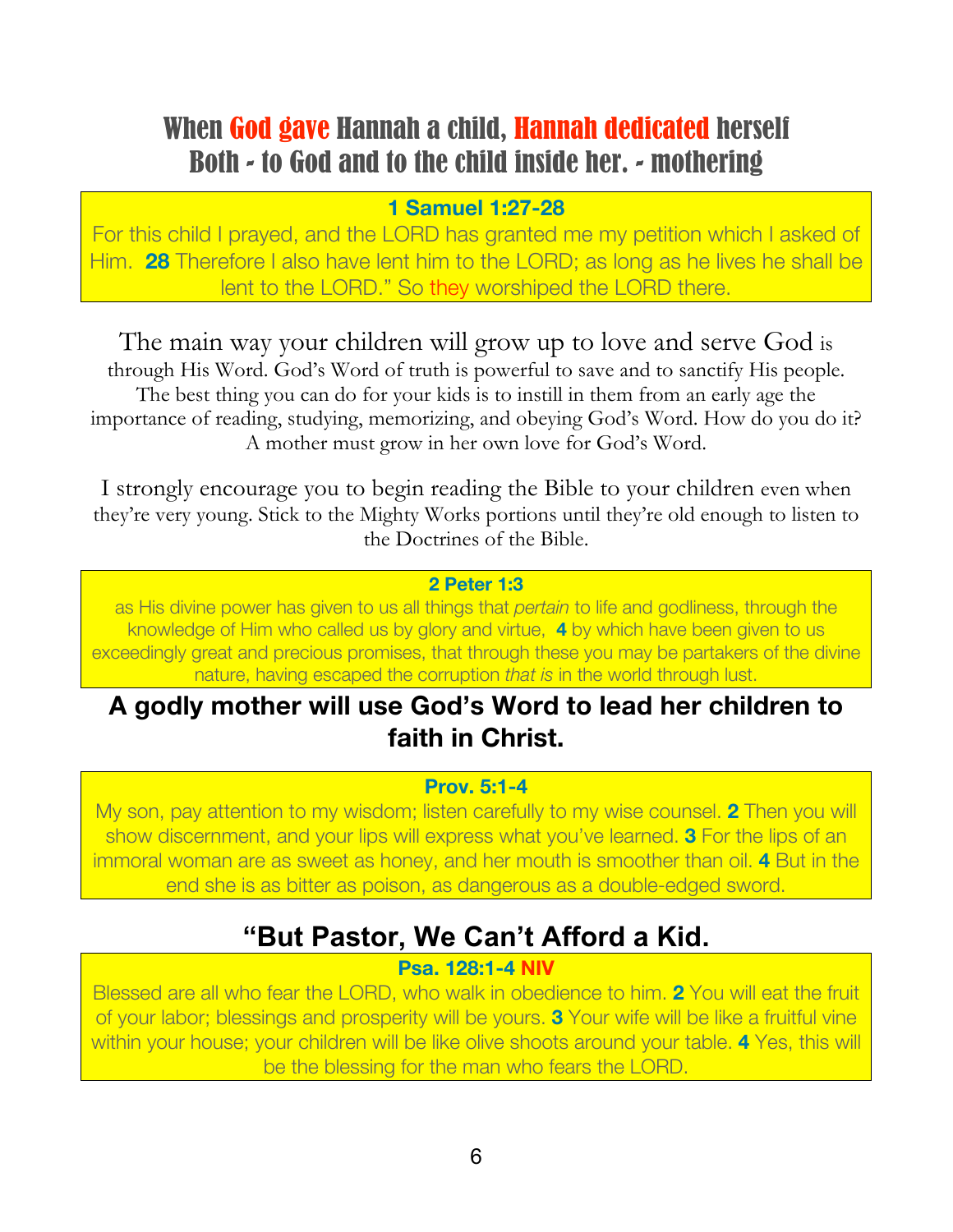# When God gave Hannah a child, Hannah dedicated herself Both - to God and to the child inside her. - mothering

**1 Samuel 1:27-28**

For this child I prayed, and the LORD has granted me my petition which I asked of Him. **28** Therefore I also have lent him to the LORD; as long as he lives he shall be lent to the LORD." So they worshiped the LORD there.

The main way your children will grow up to love and serve God is through His Word. God's Word of truth is powerful to save and to sanctify His people. The best thing you can do for your kids is to instill in them from an early age the importance of reading, studying, memorizing, and obeying God's Word. How do you do it? A mother must grow in her own love for God's Word.

I strongly encourage you to begin reading the Bible to your children even when they're very young. Stick to the Mighty Works portions until they're old enough to listen to the Doctrines of the Bible.

**2 Peter 1:3**

as His divine power has given to us all things that *pertain* to life and godliness, through the knowledge of Him who called us by glory and virtue, **4** by which have been given to us exceedingly great and precious promises, that through these you may be partakers of the divine nature, having escaped the corruption *that is* in the world through lust.

## A godly mother will use God's Word to lead her children to faith in Christ.

**Prov. 5:1-4**

My son, pay attention to my wisdom; listen carefully to my wise counsel. **2** Then you will show discernment, and your lips will express what you've learned. **3** For the lips of an immoral woman are as sweet as honey, and her mouth is smoother than oil. **4** But in the end she is as bitter as poison, as dangerous as a double-edged sword.

## "But Pastor, We Can't Afford a Kid.

**Psa. 128:1-4 NIV**

Blessed are all who fear the LORD, who walk in obedience to him. **2** You will eat the fruit of your labor; blessings and prosperity will be yours. **3** Your wife will be like a fruitful vine within your house; your children will be like olive shoots around your table. **4** Yes, this will be the blessing for the man who fears the LORD.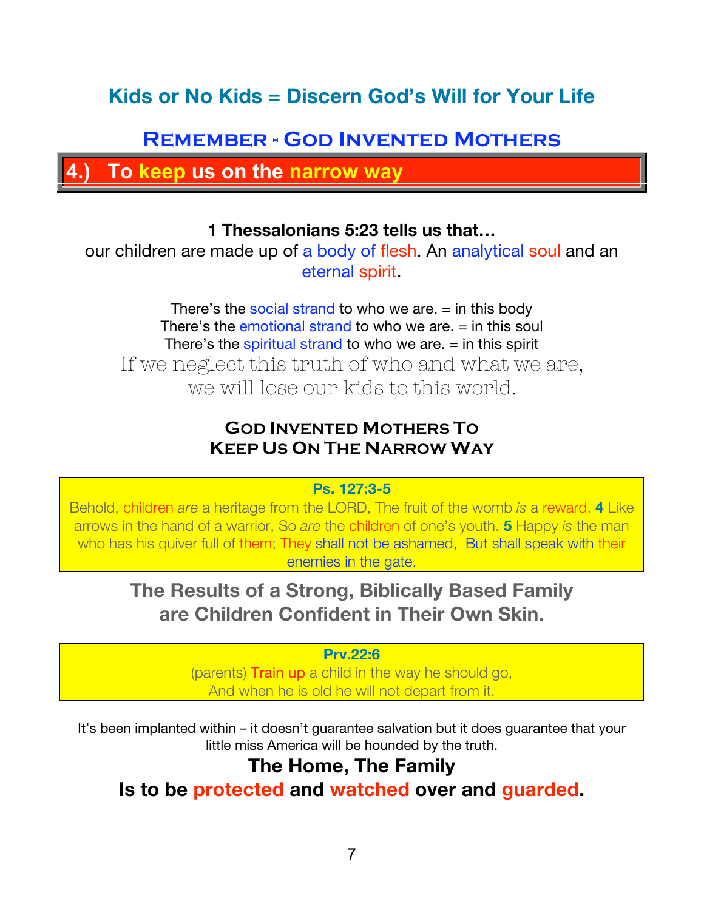## Kids or No Kids = Discern God's Will for Your Life

## Remember - God Invented Mothers

### 4.) To keep us on the narrow way

**1 Thessalonians 5:23 tells us that…**
our children are made up of a body of flesh. An analytical soul and an eternal spirit.

There's the social strand to who we are. = in this body
There's the emotional strand to who we are. = in this soul
There's the spiritual strand to who we are. = in this spirit

If we neglect this truth of who and what we are,
we will lose our kids to this world.

### God Invented Mothers To Keep Us On The Narrow Way

> **Ps. 127:3-5**
> Behold, children *are* a heritage from the LORD, The fruit of the womb *is* a reward. **4** Like arrows in the hand of a warrior, So *are* the children of one's youth. **5** Happy *is* the man who has his quiver full of them; They shall not be ashamed, But shall speak with their enemies in the gate.

**The Results of a Strong, Biblically Based Family are Children Confident in Their Own Skin.**

> **Prv.22:6**
> (parents) Train up a child in the way he should go,
> And when he is old he will not depart from it.

It's been implanted within – it doesn't guarantee salvation but it does guarantee that your little miss America will be hounded by the truth.

**The Home, The Family**
**Is to be protected and watched over and guarded.**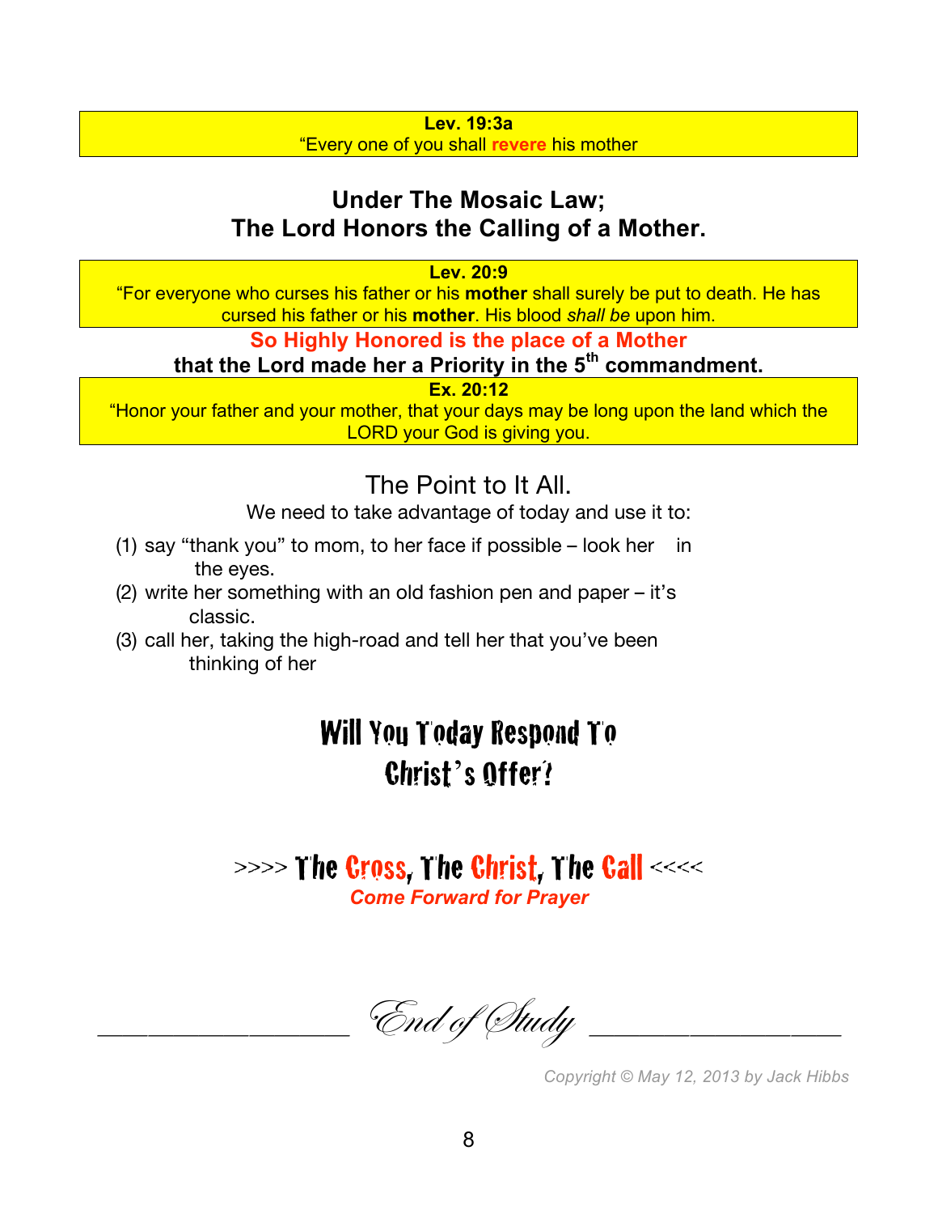**Lev. 19:3a**
"Every one of you shall **revere** his mother

## Under The Mosaic Law;
## The Lord Honors the Calling of a Mother.

**Lev. 20:9**
"For everyone who curses his father or his **mother** shall surely be put to death. He has cursed his father or his **mother**. His blood *shall be* upon him.

**So Highly Honored is the place of a Mother**
**that the Lord made her a Priority in the 5th commandment.**

**Ex. 20:12**
"Honor your father and your mother, that your days may be long upon the land which the LORD your God is giving you.

### The Point to It All.

We need to take advantage of today and use it to:

(1) say "thank you" to mom, to her face if possible – look her in the eyes.
(2) write her something with an old fashion pen and paper – it's classic.
(3) call her, taking the high-road and tell her that you've been thinking of her

## Will You Today Respond To Christ's Offer?

>>>> **The Cross, The Christ, The Call** <<<<

***Come Forward for Prayer***

*End of Study*

*Copyright © May 12, 2013 by Jack Hibbs*